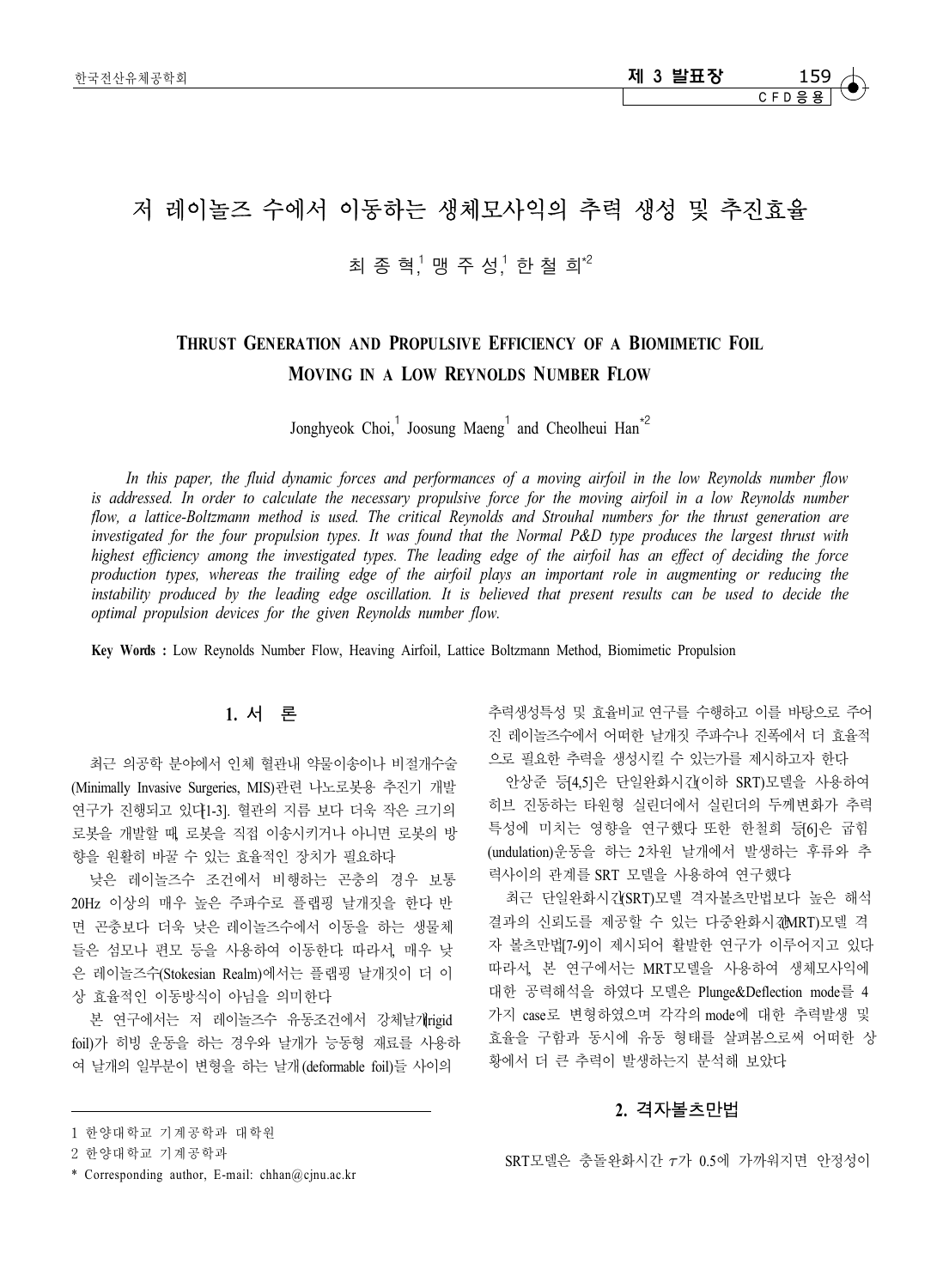# 저 레이놀즈 수에서 이동하는 생체모사익의 추력 생성 및 추진효율

최 종 혁,[1] 맹 주 성,[1] 한 철 희[*2]

## THRUST GENERATION AND PROPULSIVE EFFICIENCY OF A BIOMIMETIC FOIL MOVING IN A LOW REYNOLDS NUMBER FLOW

Jonghyeok Choi,[1] Joosung Maeng[1] and Cheolheui Han[*2]

*In this paper, the fluid dynamic forces and performances of a moving airfoil in the low Reynolds number flow is addressed. In order to calculate the necessary propulsive force for the moving airfoil in a low Reynolds number flow, a lattice-Boltzmann method is used. The critical Reynolds and Strouhal numbers for the thrust generation are investigated for the four propulsion types. It was found that the Normal P&D type produces the largest thrust with highest efficiency among the investigated types. The leading edge of the airfoil has an effect of deciding the force production types, whereas the trailing edge of the airfoil plays an important role in augmenting or reducing the instability produced by the leading edge oscillation. It is believed that present results can be used to decide the optimal propulsion devices for the given Reynolds number flow.*

**Key Words :** Low Reynolds Number Flow, Heaving Airfoil, Lattice Boltzmann Method, Biomimetic Propulsion

## 1. 서 론

최근 의공학 분야에서 인체 혈관내 약물이송이나 비절개수술(Minimally Invasive Surgeries, MIS)관련 나노로봇용 추진기 개발 연구가 진행되고 있다[1-3]. 혈관의 지름 보다 더욱 작은 크기의 로봇을 개발할 때, 로봇을 직접 이송시키거나 아니면 로봇의 방향을 원활히 바꿀 수 있는 효율적인 장치가 필요하다.

낮은 레이놀즈수 조건에서 비행하는 곤충의 경우 보통 20Hz 이상의 매우 높은 주파수로 플랩핑 날개짓을 한다. 반면 곤충보다 더욱 낮은 레이놀즈수에서 이동을 하는 생물체들은 섬모나 편모 등을 사용하여 이동한다. 따라서, 매우 낮은 레이놀즈수(Stokesian Realm)에서는 플랩핑 날개짓이 더 이상 효율적인 이동방식이 아님을 의미한다.

본 연구에서는 저 레이놀즈수 유동조건에서 강체날개(rigid foil)가 히빙 운동을 하는 경우와 날개가 능동형 재료를 사용하여 날개의 일부분이 변형을 하는 날개(deformable foil)들 사이의 추력생성특성 및 효율비교 연구를 수행하고 이를 바탕으로 주어진 레이놀즈수에서 어떠한 날개짓 주파수나 진폭에서 더 효율적으로 필요한 추력을 생성시킬 수 있는가를 제시하고자 한다.

안상준 등[4,5]은 단일완화시간(이하 SRT)모델을 사용하여 히브 진동하는 타원형 실린더에서 실린더의 두께변화가 추력특성에 미치는 영향을 연구했다. 또한 한철희 등[6]은 굽힘(undulation)운동을 하는 2차원 날개에서 발생하는 후류와 추력사이의 관계를 SRT 모델을 사용하여 연구했다.

최근 단일완화시간(SRT)모델 격자볼츠만법보다 높은 해석결과의 신뢰도를 제공할 수 있는 다중완화시간(MRT)모델 격자 볼츠만법[7-9]이 제시되어 활발한 연구가 이루어지고 있다. 따라서, 본 연구에서는 MRT모델을 사용하여 생체모사익에 대한 공력해석을 하였다. 모델은 Plunge&Deflection mode를 4가지 case로 변형하였으며 각각의 mode에 대한 추력발생 및 효율을 구함과 동시에 유동 형태를 살펴봄으로써 어떠한 상황에서 더 큰 추력이 발생하는지 분석해 보았다.

## 2. 격자볼츠만법

SRT모델은 충돌완화시간 $\tau$가 0.5에 가까워지면 안정성이

---

1 한양대학교 기계공학과 대학원

2 한양대학교 기계공학과

\* Corresponding author, E-mail: chhan@cjnu.ac.kr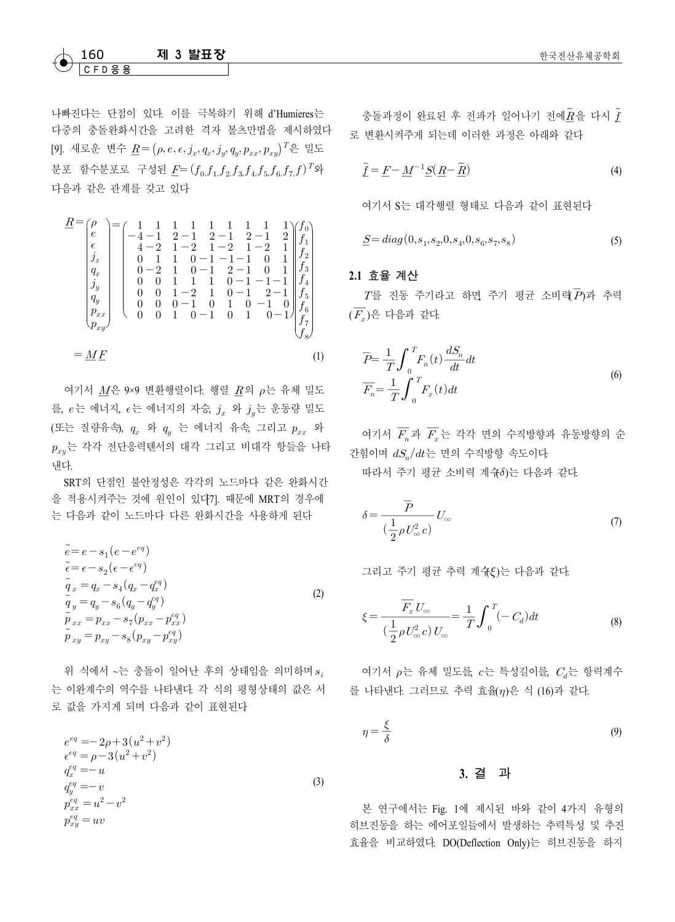나빠진다는 단점이 있다. 이를 극복하기 위해 d'Humieres는 다중의 충돌완화시간을 고려한 격자 볼츠만법을 제시하였다 [9]. 새로운 변수 $\underline{R}=(\rho, e, \epsilon, j_x, q_x, j_y, q_y, p_{xx}, p_{xy})^T$은 밀도 분포 함수분포로 구성된 $\underline{F}=(f_0, f_1, f_2, f_3, f_4, f_5, f_6, f_7, f)^T$와 다음과 같은 관계를 갖고 있다

$$
\underline{R}=\begin{pmatrix} \rho \\ e \\ \epsilon \\ j_x \\ q_x \\ j_y \\ q_y \\ p_{xx} \\ p_{xy} \end{pmatrix} = \begin{pmatrix} 1 & 1 & 1 & 1 & 1 & 1 & 1 & 1 & 1 \\ -4 & -1 & 2 & -1 & 2 & -1 & 2 & -1 & 2 \\ 4 & -2 & 1 & -2 & 1 & -2 & 1 & -2 & 1 \\ 0 & 1 & 1 & 0 & -1 & -1 & -1 & 0 & 1 \\ 0 & -2 & 1 & 0 & -1 & 2 & -1 & 0 & 1 \\ 0 & 0 & 1 & 1 & 1 & 0 & -1 & -1 & -1 \\ 0 & 0 & 1 & -2 & 1 & 0 & -1 & 2 & -1 \\ 0 & 0 & 0 & -1 & 0 & 1 & 0 & -1 & 0 \\ 0 & 0 & 1 & 0 & -1 & 0 & 1 & 0 & -1 \end{pmatrix} \begin{pmatrix} f_0 \\ f_1 \\ f_2 \\ f_3 \\ f_4 \\ f_5 \\ f_6 \\ f_7 \\ f_8 \end{pmatrix}
$$

$$
=\underline{M}\underline{F} \tag{1}
$$

여기서 $\underline{M}$은 9×9 변환행렬이다. 행렬 $\underline{R}$의 $\rho$는 유체 밀도를, $e$는 에너지, $\epsilon$는 에너지의 자승, $j_x$ 와 $j_y$는 운동량 밀도(또는 질량유속), $q_x$ 와 $q_y$ 는 에너지 유속, 그리고 $p_{xx}$ 와 $p_{xy}$는 각각 전단응력텐서의 대각 그리고 비대각 항들을 나타낸다.

SRT의 단점인 불안정성은 각각의 노드마다 같은 완화시간을 적용시켜주는 것에 원인이 있다[7]. 때문에 MRT의 경우에는 다음과 같이 노드마다 다른 완화시간을 사용하게 된다

$$
\begin{aligned}
\tilde{e} &= e - s_1(e - e^{eq}) \\
\tilde{\epsilon} &= \epsilon - s_2(\epsilon - \epsilon^{eq}) \\
\tilde{q}_x &= q_x - s_4(q_x - q_x^{eq}) \\
\tilde{q}_y &= q_y - s_6(q_y - q_y^{eq}) \\
\tilde{p}_{xx} &= p_{xx} - s_7(p_{xx} - p_{xx}^{eq}) \\
\tilde{p}_{xy} &= p_{xy} - s_8(p_{xy} - p_{xy}^{eq})
\end{aligned} \tag{2}
$$

위 식에서 ~는 충돌이 일어난 후의 상태임을 의미하며 $s_i$는 이완계수의 역수를 나타낸다. 각 식의 평형상태의 값은 서로 값을 가지게 되며 다음과 같이 표현된다

$$
\begin{aligned}
e^{eq} &= -2\rho + 3(u^2 + v^2) \\
\epsilon^{eq} &= \rho - 3(u^2 + v^2) \\
q_x^{eq} &= -u \\
q_y^{eq} &= -v \\
p_{xx}^{eq} &= u^2 - v^2 \\
p_{xy}^{eq} &= uv
\end{aligned} \tag{3}
$$

충돌과정이 완료된 후 전파가 일어나기 전에 $\tilde{\underline{R}}$을 다시 $\tilde{\underline{f}}$로 변환시켜주게 되는데 이러한 과정은 아래와 같다

$$
\tilde{\underline{f}} = \underline{F} - \underline{M}^{-1}\underline{S}(\underline{R} - \tilde{\underline{R}}) \tag{4}
$$

여기서 S는 대각행렬 형태로 다음과 같이 표현된다

$$
\underline{S} = diag(0, s_1, s_2, 0, s_4, 0, s_6, s_7, s_8) \tag{5}
$$

### 2.1 효율 계산

$T$를 진동 주기라고 하면, 주기 평균 소비력($\overline{P}$)과 추력($\overline{F_x}$)은 다음과 같다.

$$
\begin{aligned}
\overline{P} &= \frac{1}{T}\int_0^T F_n(t)\frac{dS_n}{dt}dt \\
\overline{F_n} &= \frac{1}{T}\int_0^T F_x(t)dt
\end{aligned} \tag{6}
$$

여기서 $\overline{F_n}$과 $\overline{F_x}$는 각각 면의 수직방향과 유동방향의 순간힘이며 $dS_n/dt$는 면의 수직방향 속도이다.

따라서 주기 평균 소비력 계수($\delta$)는 다음과 같다.

$$
\delta = \frac{\overline{P}}{(\frac{1}{2}\rho U_\infty^2 c)} U_\infty \tag{7}
$$

그리고 주기 평균 추력 계수($\xi$)는 다음과 같다.

$$
\xi = \frac{\overline{F_x}U_\infty}{(\frac{1}{2}\rho U_\infty^2 c)U_\infty} = \frac{1}{T}\int_0^T(-C_d)dt \tag{8}
$$

여기서 $\rho$는 유체 밀도를, $c$는 특성길이를, $C_d$는 항력계수를 나타낸다. 그러므로 추력 효율($\eta$)은 식 (16)과 같다.

$$
\eta = \frac{\xi}{\delta} \tag{9}
$$

## 3. 결 과

본 연구에서는 Fig. 1에 제시된 바와 같이 4가지 유형의 히브진동을 하는 에어포일들에서 발생하는 추력특성 및 추진효율을 비교하였다. DO(Deflection Only)는 히브진동을 하지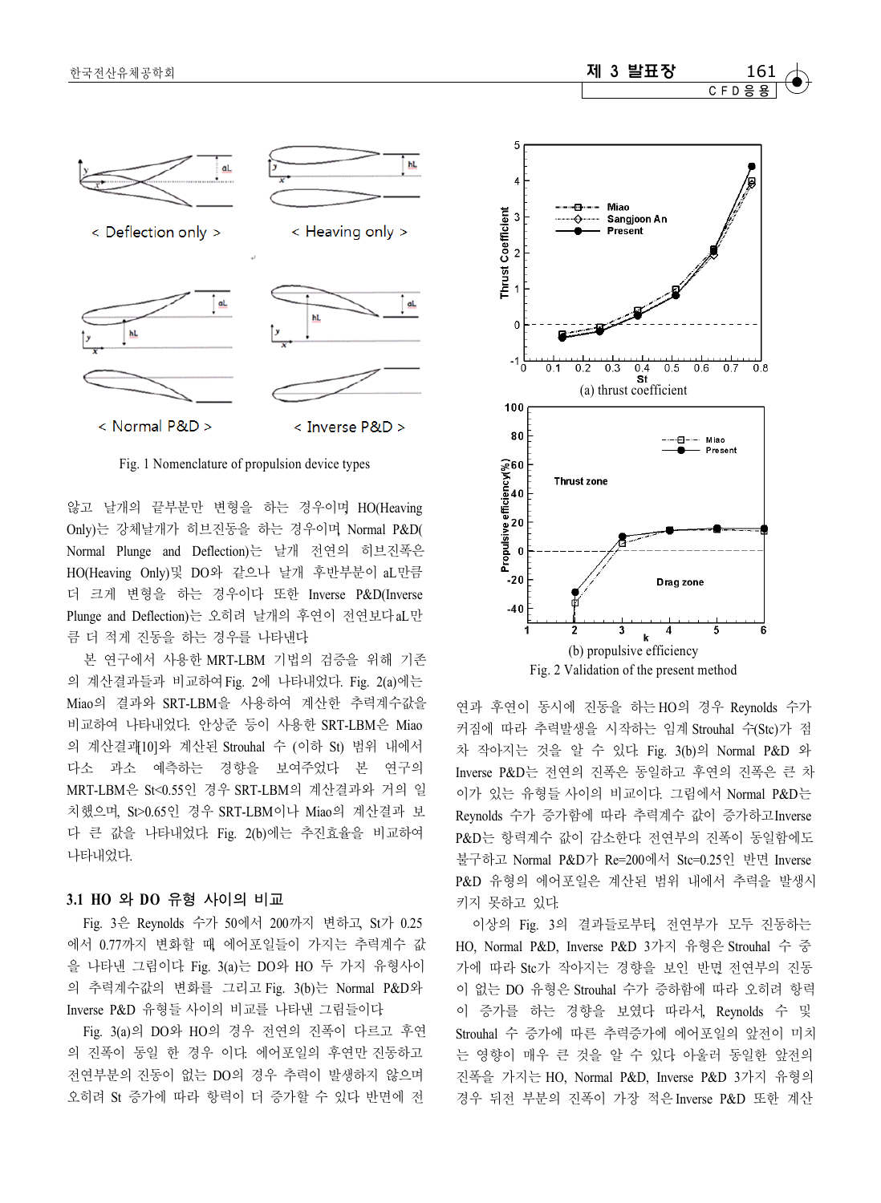Fig. 1 Nomenclature of propulsion device types

않고 날개의 끝부분만 변형을 하는 경우이며 HO(Heaving Only)는 강체날개가 히브진동을 하는 경우이며, Normal P&D(Normal Plunge and Deflection)는 날개 전연의 히브진폭은 HO(Heaving Only)및 DO와 같으나 날개 후반부분이 aL만큼 더 크게 변형을 하는 경우이다. 또한 Inverse P&D(Inverse Plunge and Deflection)는 오히려 날개의 후연이 전연보다aL만큼 더 적게 진동을 하는 경우를 나타낸다.

본 연구에서 사용한 MRT-LBM 기법의 검증을 위해 기존의 계산결과들과 비교하여Fig. 2에 나타내었다. Fig. 2(a)에는 Miao의 결과와 SRT-LBM을 사용하여 계산한 추력계수값을 비교하여 나타내었다. 안상준 등이 사용한 SRT-LBM은 Miao의 계산결과[10]와 계산된 Strouhal 수 (이하 St) 범위 내에서 다소 과소 예측하는 경향을 보여주었다. 본 연구의 MRT-LBM은 St<0.55인 경우 SRT-LBM의 계산결과와 거의 일치했으며, St>0.65인 경우 SRT-LBM이나 Miao의 계산결과 보다 큰 값을 나타내었다. Fig. 2(b)에는 추진효율을 비교하여 나타내었다.

### 3.1 HO 와 DO 유형 사이의 비교

Fig. 3은 Reynolds 수가 50에서 200까지 변하고, St가 0.25에서 0.77까지 변화할 때, 에어포일들이 가지는 추력계수 값을 나타낸 그림이다. Fig. 3(a)는 DO와 HO 두 가지 유형사이의 추력계수값의 변화를 그리고 Fig. 3(b)는 Normal P&D와 Inverse P&D 유형들 사이의 비교를 나타낸 그림들이다.

Fig. 3(a)의 DO와 HO의 경우 전연의 진폭이 다르고 후연의 진폭이 동일 한 경우 이다. 에어포일의 후연만 진동하고 전연부분의 진동이 없는 DO의 경우 추력이 발생하지 않으며 오히려 St 증가에 따라 항력이 더 증가할 수 있다 반면에 전연과 후연이 동시에 진동을 하는 HO의 경우 Reynolds 수가 커짐에 따라 추력발생을 시작하는 임계 Strouhal 수(Stc)가 점차 작아지는 것을 알 수 있다. Fig. 3(b)의 Normal P&D 와 Inverse P&D는 전연의 진폭은 동일하고 후연의 진폭은 큰 차이가 있는 유형들 사이의 비교이다. 그림에서 Normal P&D는 Reynolds 수가 증가함에 따라 추력계수 값이 증가하고Inverse P&D는 항력계수 값이 감소한다. 전연부의 진폭이 동일함에도 불구하고 Normal P&D가 Re=200에서 Stc=0.25인 반면 Inverse P&D 유형의 에어포일은 계산된 범위 내에서 추력을 발생시키지 못하고 있다.

Fig. 2 Validation of the present method

(a) thrust coefficient

(b) propulsive efficiency

이상의 Fig. 3의 결과들로부터, 전연부가 모두 진동하는 HO, Normal P&D, Inverse P&D 3가지 유형은 Strouhal 수 증가에 따라 Stc가 작아지는 경향을 보인 반면 전연부의 진동이 없는 DO 유형은 Strouhal 수가 증가함에 따라 오히려 항력이 증가를 하는 경향을 보였다. 따라서, Reynolds 수 및 Strouhal 수 증가에 따른 추력증가에 에어포일의 앞전이 미치는 영향이 매우 큰 것을 알 수 있다. 아울러 동일한 앞전의 진폭을 가지는 HO, Normal P&D, Inverse P&D 3가지 유형의 경우 뒤전 부분의 진폭이 가장 적은 Inverse P&D 또한 계산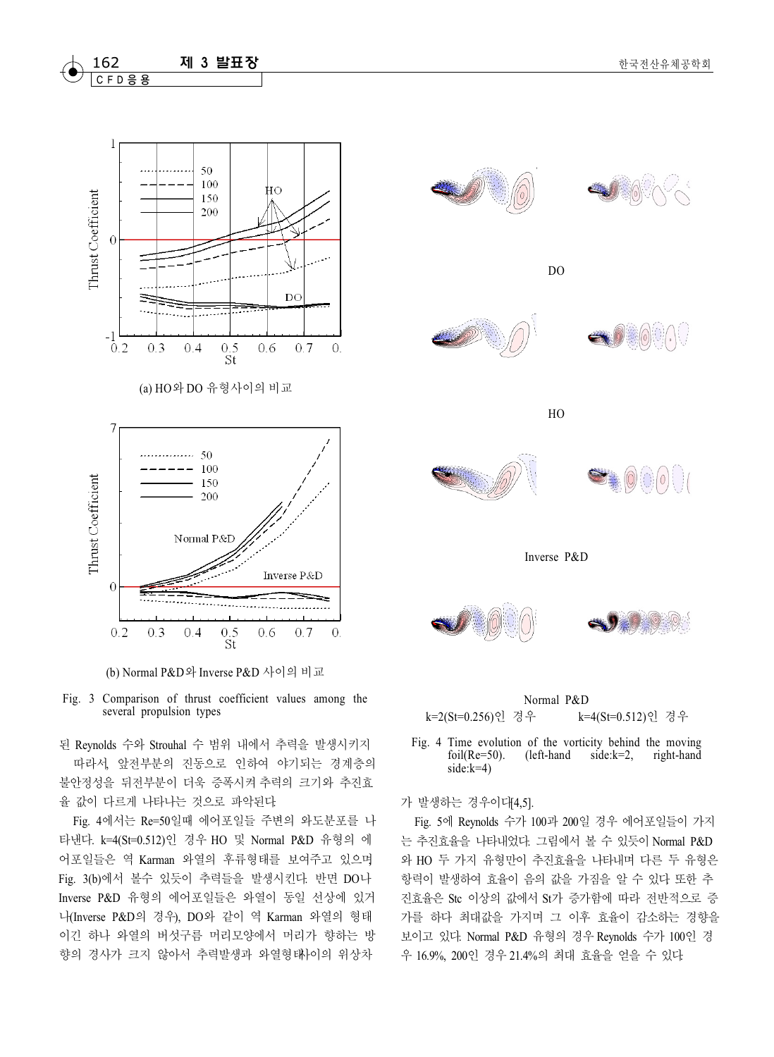(a) HO와 DO 유형사이의 비교

(b) Normal P&D와 Inverse P&D 사이의 비교

Fig. 3 Comparison of thrust coefficient values among the several propulsion types

DO

HO

Inverse P&D

Normal P&D

k=2(St=0.256)인 경우 k=4(St=0.512)인 경우

Fig. 4 Time evolution of the vorticity behind the moving foil(Re=50). (left-hand side:k=2, right-hand side:k=4)

된 Reynolds 수와 Strouhal 수 범위 내에서 추력을 발생시키지 따라서, 앞전부분의 진동으로 인하여 야기되는 경계층의 불안정성을 뒤전부분이 더욱 증폭시켜 추력의 크기와 추진효율 값이 다르게 나타나는 것으로 파악된다.

Fig. 4에서는 Re=50일때 에어포일들 주변의 와도분포를 나타낸다. k=4(St=0.512)인 경우 HO 및 Normal P&D 유형의 에어포일들은 역 Karman 와열의 후류형태를 보여주고 있으며 Fig. 3(b)에서 볼수 있듯이 추력들을 발생시킨다. 반면 DO나 Inverse P&D 유형의 에어포일들은 와열이 동일 선상에 있거나(Inverse P&D의 경우), DO와 같이 역 Karman 와열의 형태이긴 하나 와열의 버섯구름 머리모양에서 머리가 향하는 방향의 경사가 크지 않아서 추력발생과 와열형태사이의 위상차가 발생하는 경우이다[4,5].

Fig. 5에 Reynolds 수가 100과 200일 경우 에어포일들이 가지는 추진효율을 나타내었다. 그림에서 볼 수 있듯이 Normal P&D와 HO 두 가지 유형만이 추진효율을 나타내며 다른 두 유형은 항력이 발생하여 효율이 음의 값을 가짐을 알 수 있다 또한 추진효율은 Stc 이상의 값에서 St가 증가함에 따라 전반적으로 증가를 하다 최대값을 가지며 그 이후 효율이 감소하는 경향을 보이고 있다. Normal P&D 유형의 경우 Reynolds 수가 100인 경우 16.9%, 200인 경우 21.4%의 최대 효율을 얻을 수 있다.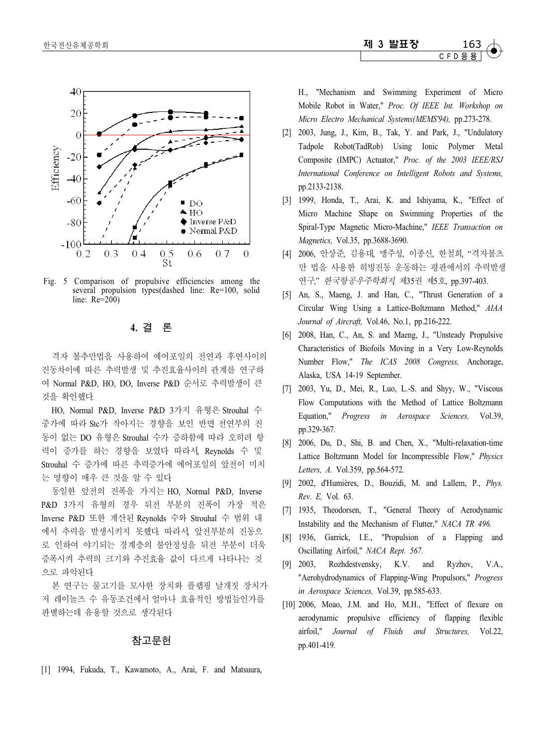40
20
0
-20
-40
-60
-80
-100
Efficiency
0.2 0.3 0.4 0.5 0.6 0.7 0.
St
DO
HO
Inverse P&D
Normal P&D

Fig. 5 Comparison of propulsive efficiencies among the several propulsion types(dashed line: Re=100, solid line: Re=200)

## 4. 결 론

격자 볼츠만법을 사용하여 에어포일의 전연과 후연사이의 진동차이에 따른 추력발생 및 추진효율사이의 관계를 연구하여 Normal P&D, HO, DO, Inverse P&D 순서로 추력발생이 큰 것을 확인했다.

HO, Normal P&D, Inverse P&D 3가지 유형은 Strouhal 수 증가에 따라 Stc가 작아지는 경향을 보인 반면 전연부의 진동이 없는 DO 유형은 Strouhal 수가 증가함에 따라 오히려 항력이 증가를 하는 경향을 보였다. 따라서, Reynolds 수 및 Strouhal 수 증가에 따른 추력증가에 에어포일의 앞전이 미치는 영향이 매우 큰 것을 알 수 있다.

동일한 앞전의 진폭을 가지는 HO, Normal P&D, Inverse P&D 3가지 유형의 경우 뒤전 부분의 진폭이 가장 적은 Inverse P&D 또한 계산된 Reynolds 수와 Strouhal 수 범위 내에서 추력을 발생시키지 못했다. 따라서, 앞전부분의 진동으로 인하여 야기되는 경계층의 불안정성을 뒤전 부분이 더욱 증폭시켜 추력의 크기와 추진효율 값이 다르게 나타나는 것으로 파악된다.

본 연구는 물고기를 모사한 장치와 플래핑 날개짓 장치가 저 레이놀즈 수 유동조건에서 얼마나 효율적인 방법들인가를 판별하는데 유용할 것으로 생각된다.

## 참고문헌

[1] 1994, Fukuda, T., Kawamoto, A., Arai, F. and Matsuura, H., "Mechanism and Swimming Experiment of Micro Mobile Robot in Water," *Proc. Of IEEE Int. Workshop on Micro Electro Mechanical Systems(MEMS'94),* pp.273-278.

[2] 2003, Jung, J., Kim, B., Tak, Y. and Park, J., "Undulatory Tadpole Robot(TadRob) Using Ionic Polymer Metal Composite (IMPC) Actuator," *Proc. of the 2003 IEEE/RSJ International Conference on Intelligent Robots and Systems,* pp.2133-2138.

[3] 1999, Honda, T., Arai, K. and Ishiyama, K., "Effect of Micro Machine Shape on Swimming Properties of the Spiral-Type Magnetic Micro-Machine," *IEEE Transaction on Magnetics,* Vol.35, pp.3688-3690.

[4] 2006, 안상준, 김용대, 맹주성, 이종신, 한철희, "격자볼츠만 법을 사용한 히빙진동 운동하는 평판에서의 추력발생 연구," *한국항공우주학회지* 제35권 제5호, pp.397-403.

[5] An, S., Maeng, J. and Han, C., "Thrust Generation of a Circular Wing Using a Lattice-Boltzmann Method," *AIAA Journal of Aircraft,* Vol.46, No.1, pp.216-222.

[6] 2008, Han, C., An, S. and Maeng, J., "Unsteady Propulsive Characteristics of Biofoils Moving in a Very Low-Reynolds Number Flow," *The ICAS 2008 Congress,* Anchorage, Alaska, USA 14-19 September.

[7] 2003, Yu, D., Mei, R., Luo, L.-S. and Shyy, W., "Viscous Flow Computations with the Method of Lattice Boltzmann Equation," *Progress in Aerospace Sciences,* Vol.39, pp.329-367.

[8] 2006, Du, D., Shi, B. and Chen, X., "Multi-relaxation-time Lattice Boltzmann Model for Incompressible Flow," *Physics Letters, A.* Vol.359, pp.564-572.

[9] 2002, d'Humières, D., Bouzidi, M. and Lallem, P., *Phys. Rev. E,* Vol. 63.

[7] 1935, Theodorsen, T., "General Theory of Aerodynamic Instability and the Mechanism of Flutter," *NACA TR 496.*

[8] 1936, Garrick, I.E., "Propulsion of a Flapping and Oscillating Airfoil," *NACA Rept. 567.*

[9] 2003, Rozhdestvensky, K.V. and Ryzhov, V.A., "Aerohydrodynamics of Flapping-Wing Propulsors," *Progress in Aerospace Sciences,* Vol.39, pp.585-633.

[10] 2006, Moao, J.M. and Ho, M.H., "Effect of flexure on aerodynamic propulsive efficiency of flapping flexible airfoil," *Journal of Fluids and Structures,* Vol.22, pp.401-419.